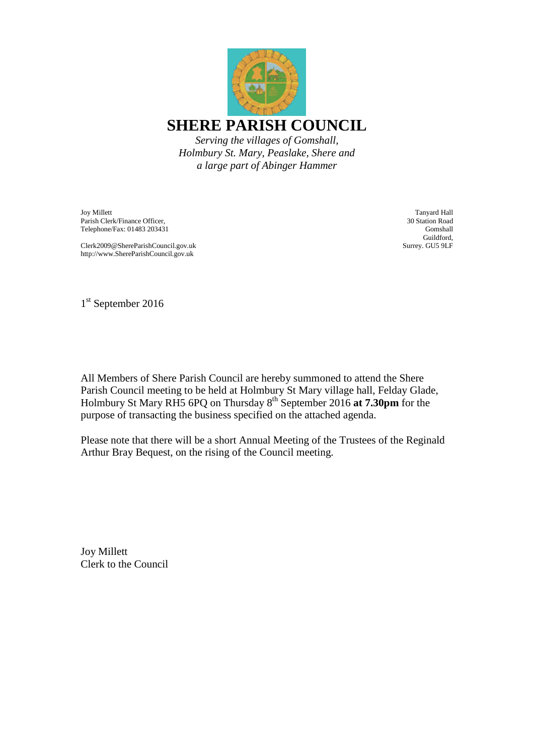# SHERE PARISH COUNCIL

*Serving the villages of Gomshall,*
*Holmbury St. Mary, Peaslake, Shere and*
*a large part of Abinger Hammer*

Joy Millett
Parish Clerk/Finance Officer,
Telephone/Fax: 01483 203431

Clerk2009@ShereParishCouncil.gov.uk
http://www.ShereParishCouncil.gov.uk

Tanyard Hall
30 Station Road
Gomshall
Guildford,
Surrey. GU5 9LF

1st September 2016

All Members of Shere Parish Council are hereby summoned to attend the Shere Parish Council meeting to be held at Holmbury St Mary village hall, Felday Glade, Holmbury St Mary RH5 6PQ on Thursday 8th September 2016 **at 7.30pm** for the purpose of transacting the business specified on the attached agenda.

Please note that there will be a short Annual Meeting of the Trustees of the Reginald Arthur Bray Bequest, on the rising of the Council meeting.

Joy Millett
Clerk to the Council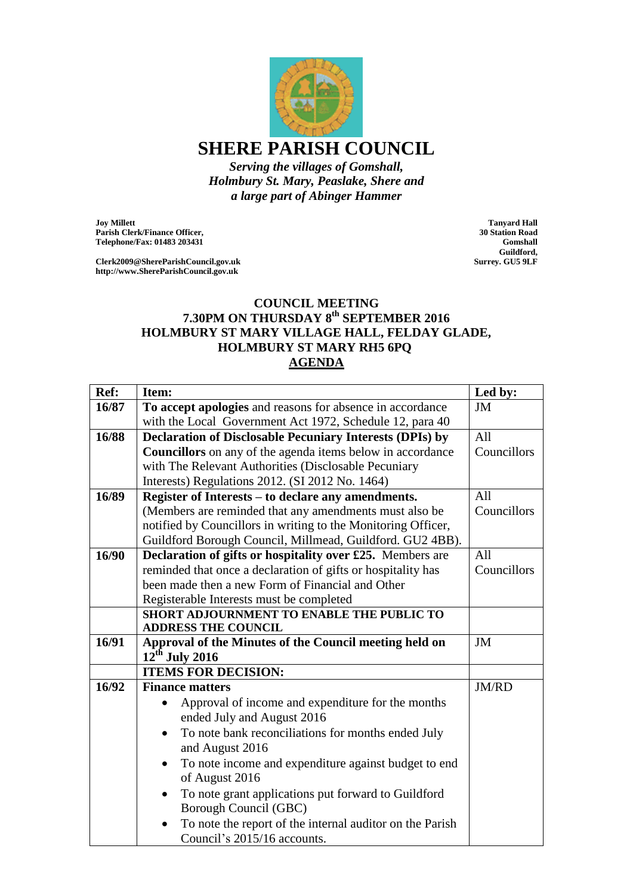# SHERE PARISH COUNCIL

*Serving the villages of Gomshall, Holmbury St. Mary, Peaslake, Shere and a large part of Abinger Hammer*

**Joy Millett**
**Parish Clerk/Finance Officer,**
**Telephone/Fax: 01483 203431**

**Clerk2009@ShereParishCouncil.gov.uk**
**http://www.ShereParishCouncil.gov.uk**

**Tanyard Hall**
**30 Station Road**
**Gomshall**
**Guildford,**
**Surrey. GU5 9LF**

## COUNCIL MEETING
## 7.30PM ON THURSDAY 8th SEPTEMBER 2016
## HOLMBURY ST MARY VILLAGE HALL, FELDAY GLADE, HOLMBURY ST MARY RH5 6PQ
## AGENDA

| Ref: | Item: | Led by: |
|---|---|---|
| 16/87 | **To accept apologies** and reasons for absence in accordance with the Local Government Act 1972, Schedule 12, para 40 | JM |
| 16/88 | **Declaration of Disclosable Pecuniary Interests (DPIs) by Councillors** on any of the agenda items below in accordance with The Relevant Authorities (Disclosable Pecuniary Interests) Regulations 2012. (SI 2012 No. 1464) | All Councillors |
| 16/89 | **Register of Interests – to declare any amendments.** (Members are reminded that any amendments must also be notified by Councillors in writing to the Monitoring Officer, Guildford Borough Council, Millmead, Guildford. GU2 4BB). | All Councillors |
| 16/90 | **Declaration of gifts or hospitality over £25.** Members are reminded that once a declaration of gifts or hospitality has been made then a new Form of Financial and Other Registerable Interests must be completed | All Councillors |
| | **SHORT ADJOURNMENT TO ENABLE THE PUBLIC TO ADDRESS THE COUNCIL** | |
| 16/91 | **Approval of the Minutes of the Council meeting held on 12th July 2016** | JM |
| | **ITEMS FOR DECISION:** | |
| 16/92 | **Finance matters**<br>• Approval of income and expenditure for the months ended July and August 2016<br>• To note bank reconciliations for months ended July and August 2016<br>• To note income and expenditure against budget to end of August 2016<br>• To note grant applications put forward to Guildford Borough Council (GBC)<br>• To note the report of the internal auditor on the Parish Council's 2015/16 accounts. | JM/RD |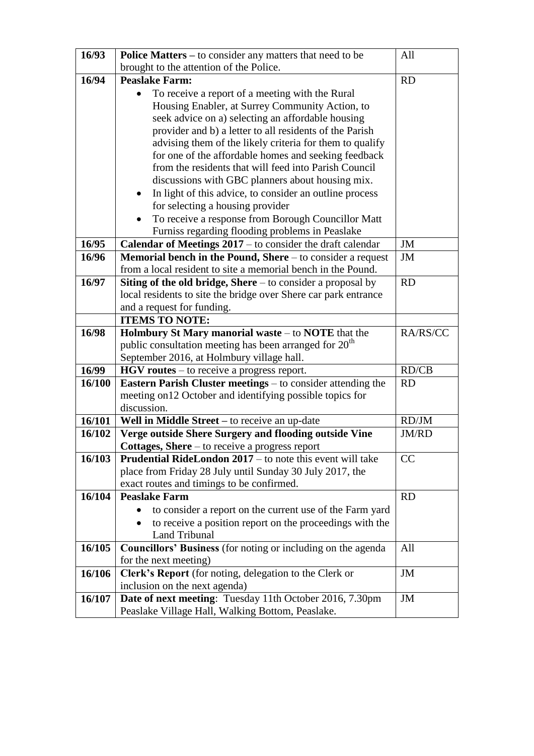| | | |
|---|---|---|
| 16/93 | **Police Matters –** to consider any matters that need to be brought to the attention of the Police. | All |
| 16/94 | **Peaslake Farm:**<br>• To receive a report of a meeting with the Rural Housing Enabler, at Surrey Community Action, to seek advice on a) selecting an affordable housing provider and b) a letter to all residents of the Parish advising them of the likely criteria for them to qualify for one of the affordable homes and seeking feedback from the residents that will feed into Parish Council discussions with GBC planners about housing mix.<br>• In light of this advice, to consider an outline process for selecting a housing provider<br>• To receive a response from Borough Councillor Matt Furniss regarding flooding problems in Peaslake | RD |
| 16/95 | **Calendar of Meetings 2017** – to consider the draft calendar | JM |
| 16/96 | **Memorial bench in the Pound, Shere** – to consider a request from a local resident to site a memorial bench in the Pound. | JM |
| 16/97 | **Siting of the old bridge, Shere** – to consider a proposal by local residents to site the bridge over Shere car park entrance and a request for funding. | RD |
| | **ITEMS TO NOTE:** | |
| 16/98 | **Holmbury St Mary manorial waste** – to **NOTE** that the public consultation meeting has been arranged for 20th September 2016, at Holmbury village hall. | RA/RS/CC |
| 16/99 | **HGV routes** – to receive a progress report. | RD/CB |
| 16/100 | **Eastern Parish Cluster meetings** – to consider attending the meeting on12 October and identifying possible topics for discussion. | RD |
| 16/101 | **Well in Middle Street –** to receive an up-date | RD/JM |
| 16/102 | **Verge outside Shere Surgery and flooding outside Vine Cottages, Shere** – to receive a progress report | JM/RD |
| 16/103 | **Prudential RideLondon 2017** – to note this event will take place from Friday 28 July until Sunday 30 July 2017, the exact routes and timings to be confirmed. | CC |
| 16/104 | **Peaslake Farm**<br>• to consider a report on the current use of the Farm yard<br>• to receive a position report on the proceedings with the Land Tribunal | RD |
| 16/105 | **Councillors' Business** (for noting or including on the agenda for the next meeting) | All |
| 16/106 | **Clerk's Report** (for noting, delegation to the Clerk or inclusion on the next agenda) | JM |
| 16/107 | **Date of next meeting**: Tuesday 11th October 2016, 7.30pm Peaslake Village Hall, Walking Bottom, Peaslake. | JM |